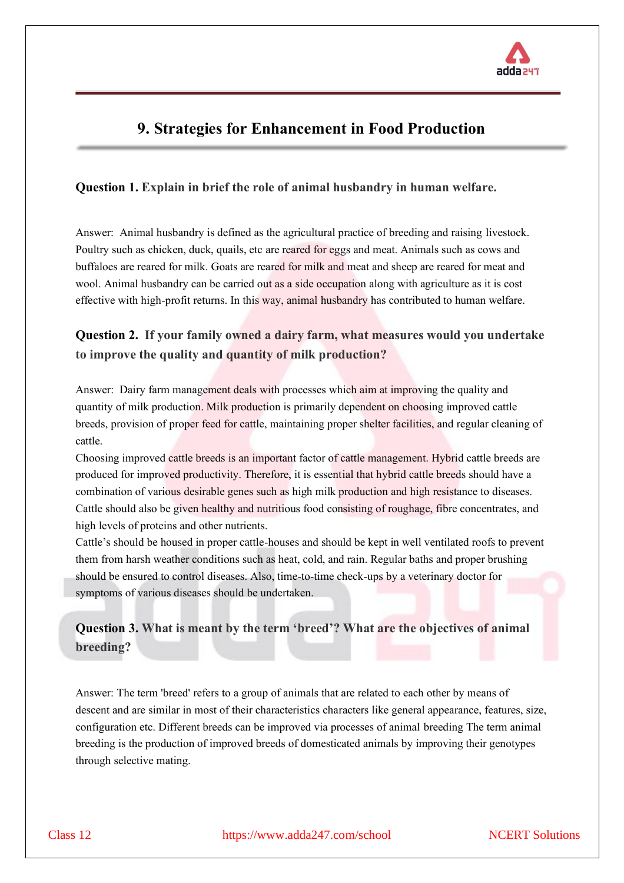# 9. Strategies for Enhancement in Food Production

**Question 1. Explain in brief the role of animal husbandry in human welfare.**

Answer: Animal husbandry is defined as the agricultural practice of breeding and raising livestock. Poultry such as chicken, duck, quails, etc are reared for eggs and meat. Animals such as cows and buffaloes are reared for milk. Goats are reared for milk and meat and sheep are reared for meat and wool. Animal husbandry can be carried out as a side occupation along with agriculture as it is cost effective with high-profit returns. In this way, animal husbandry has contributed to human welfare.

**Question 2. If your family owned a dairy farm, what measures would you undertake to improve the quality and quantity of milk production?**

Answer: Dairy farm management deals with processes which aim at improving the quality and quantity of milk production. Milk production is primarily dependent on choosing improved cattle breeds, provision of proper feed for cattle, maintaining proper shelter facilities, and regular cleaning of cattle.

Choosing improved cattle breeds is an important factor of cattle management. Hybrid cattle breeds are produced for improved productivity. Therefore, it is essential that hybrid cattle breeds should have a combination of various desirable genes such as high milk production and high resistance to diseases. Cattle should also be given healthy and nutritious food consisting of roughage, fibre concentrates, and high levels of proteins and other nutrients.

Cattle's should be housed in proper cattle-houses and should be kept in well ventilated roofs to prevent them from harsh weather conditions such as heat, cold, and rain. Regular baths and proper brushing should be ensured to control diseases. Also, time-to-time check-ups by a veterinary doctor for symptoms of various diseases should be undertaken.

**Question 3. What is meant by the term 'breed'? What are the objectives of animal breeding?**

Answer: The term 'breed' refers to a group of animals that are related to each other by means of descent and are similar in most of their characteristics characters like general appearance, features, size, configuration etc. Different breeds can be improved via processes of animal breeding The term animal breeding is the production of improved breeds of domesticated animals by improving their genotypes through selective mating.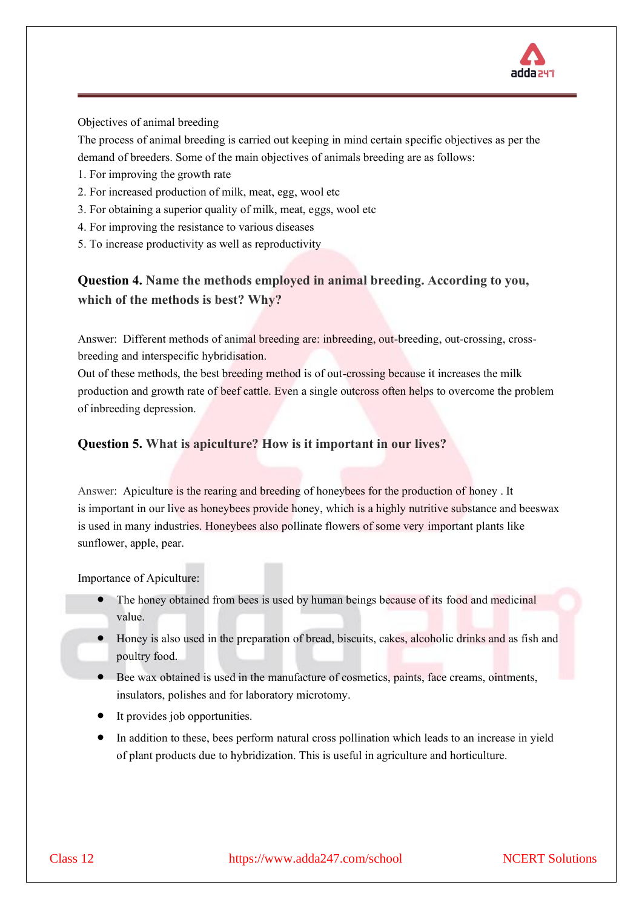Objectives of animal breeding

The process of animal breeding is carried out keeping in mind certain specific objectives as per the demand of breeders. Some of the main objectives of animals breeding are as follows:

1. For improving the growth rate
2. For increased production of milk, meat, egg, wool etc
3. For obtaining a superior quality of milk, meat, eggs, wool etc
4. For improving the resistance to various diseases
5. To increase productivity as well as reproductivity

### Question 4. Name the methods employed in animal breeding. According to you, which of the methods is best? Why?

Answer: Different methods of animal breeding are: inbreeding, out-breeding, out-crossing, cross-breeding and interspecific hybridisation.

Out of these methods, the best breeding method is of out-crossing because it increases the milk production and growth rate of beef cattle. Even a single outcross often helps to overcome the problem of inbreeding depression.

### Question 5. What is apiculture? How is it important in our lives?

Answer: Apiculture is the rearing and breeding of honeybees for the production of honey . It is important in our live as honeybees provide honey, which is a highly nutritive substance and beeswax is used in many industries. Honeybees also pollinate flowers of some very important plants like sunflower, apple, pear.

Importance of Apiculture:

- The honey obtained from bees is used by human beings because of its food and medicinal value.
- Honey is also used in the preparation of bread, biscuits, cakes, alcoholic drinks and as fish and poultry food.
- Bee wax obtained is used in the manufacture of cosmetics, paints, face creams, ointments, insulators, polishes and for laboratory microtomy.
- It provides job opportunities.
- In addition to these, bees perform natural cross pollination which leads to an increase in yield of plant products due to hybridization. This is useful in agriculture and horticulture.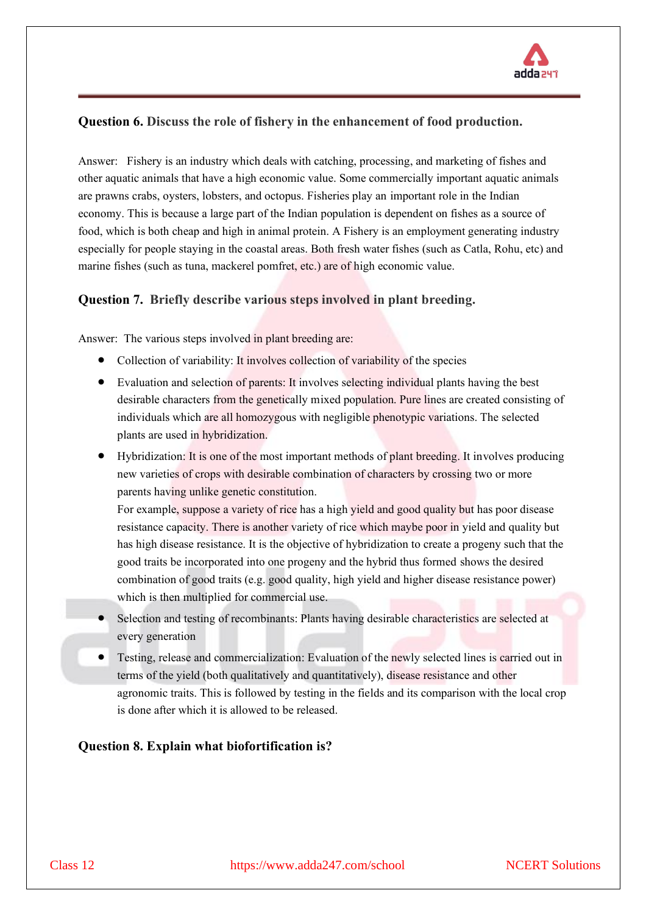**Question 6. Discuss the role of fishery in the enhancement of food production.**

Answer: Fishery is an industry which deals with catching, processing, and marketing of fishes and other aquatic animals that have a high economic value. Some commercially important aquatic animals are prawns crabs, oysters, lobsters, and octopus. Fisheries play an important role in the Indian economy. This is because a large part of the Indian population is dependent on fishes as a source of food, which is both cheap and high in animal protein. A Fishery is an employment generating industry especially for people staying in the coastal areas. Both fresh water fishes (such as Catla, Rohu, etc) and marine fishes (such as tuna, mackerel pomfret, etc.) are of high economic value.

**Question 7. Briefly describe various steps involved in plant breeding.**

Answer: The various steps involved in plant breeding are:

- Collection of variability: It involves collection of variability of the species
- Evaluation and selection of parents: It involves selecting individual plants having the best desirable characters from the genetically mixed population. Pure lines are created consisting of individuals which are all homozygous with negligible phenotypic variations. The selected plants are used in hybridization.
- Hybridization: It is one of the most important methods of plant breeding. It involves producing new varieties of crops with desirable combination of characters by crossing two or more parents having unlike genetic constitution.
  For example, suppose a variety of rice has a high yield and good quality but has poor disease resistance capacity. There is another variety of rice which maybe poor in yield and quality but has high disease resistance. It is the objective of hybridization to create a progeny such that the good traits be incorporated into one progeny and the hybrid thus formed shows the desired combination of good traits (e.g. good quality, high yield and higher disease resistance power) which is then multiplied for commercial use.
- Selection and testing of recombinants: Plants having desirable characteristics are selected at every generation
- Testing, release and commercialization: Evaluation of the newly selected lines is carried out in terms of the yield (both qualitatively and quantitatively), disease resistance and other agronomic traits. This is followed by testing in the fields and its comparison with the local crop is done after which it is allowed to be released.

**Question 8. Explain what biofortification is?**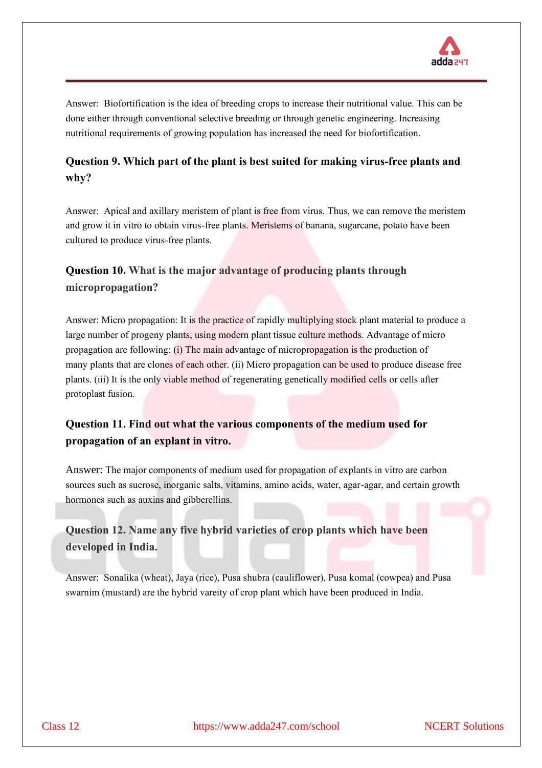Answer: Biofortification is the idea of breeding crops to increase their nutritional value. This can be done either through conventional selective breeding or through genetic engineering. Increasing nutritional requirements of growing population has increased the need for biofortification.

### Question 9. Which part of the plant is best suited for making virus-free plants and why?

Answer: Apical and axillary meristem of plant is free from virus. Thus, we can remove the meristem and grow it in vitro to obtain virus-free plants. Meristems of banana, sugarcane, potato have been cultured to produce virus-free plants.

### Question 10. What is the major advantage of producing plants through micropropagation?

Answer: Micro propagation: It is the practice of rapidly multiplying stock plant material to produce a large number of progeny plants, using modern plant tissue culture methods. Advantage of micro propagation are following: (i) The main advantage of micropropagation is the production of many plants that are clones of each other. (ii) Micro propagation can be used to produce disease free plants. (iii) It is the only viable method of regenerating genetically modified cells or cells after protoplast fusion.

### Question 11. Find out what the various components of the medium used for propagation of an explant in vitro.

Answer: The major components of medium used for propagation of explants in vitro are carbon sources such as sucrose, inorganic salts, vitamins, amino acids, water, agar-agar, and certain growth hormones such as auxins and gibberellins.

### Question 12. Name any five hybrid varieties of crop plants which have been developed in India.

Answer: Sonalika (wheat), Jaya (rice), Pusa shubra (cauliflower), Pusa komal (cowpea) and Pusa swarnim (mustard) are the hybrid vareity of crop plant which have been produced in India.